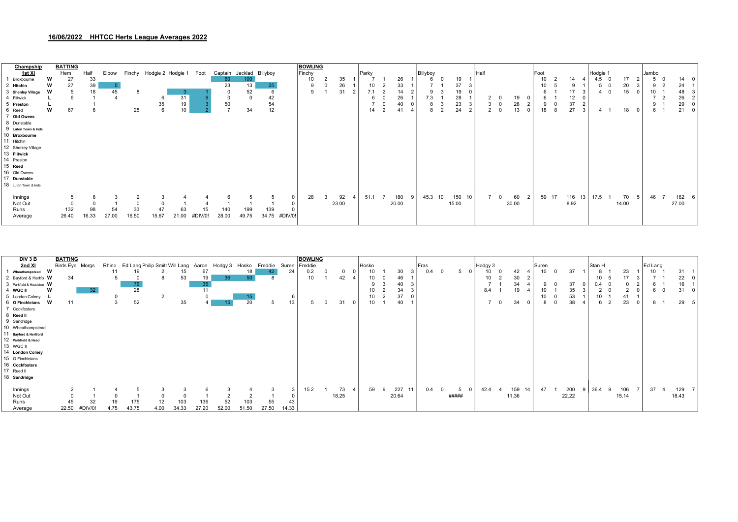## 16/06/2022 HHTCC Herts League Averages 2022

### Champship 1st XI

| 1st XI | | BATTING Hem | Half | Elbow | Finchy | Hodgie 2 | Hodgie 1 | Foot | Captain | Jacklad | Billyboy | |
|---|---|---|---|---|---|---|---|---|---|---|---|---|
| 1 Broxbourne | W | 27 | 33 | | | | | | 60 | 100 | | |
| 2 Hitchin | W | 27 | 39 | 5 | | | | | 23 | 13 | 25 | |
| 3 Shenley Village | W | 5 | 18 | 45 | 8 | | 3 | 1 | 0 | 52 | 6 | |
| 4 Flitwick | L | 6 | 1 | 4 | | 6 | 31 | 9 | 0 | 0 | 42 | |
| 5 Preston | L | | 1 | | | 35 | 19 | 3 | 50 | | 54 | |
| 6 Reed | W | 67 | 6 | | 25 | 6 | 10 | 2 | 7 | 34 | 12 | |
| 7 Old Owens | | | | | | | | | | | | |
| 8 Dunstable | | | | | | | | | | | | |
| 9 Luton Town & Inds | | | | | | | | | | | | |
| 10 Broxbourne | | | | | | | | | | | | |
| 11 Hitchin | | | | | | | | | | | | |
| 12 Shenley Village | | | | | | | | | | | | |
| 13 Flitwick | | | | | | | | | | | | |
| 14 Preston | | | | | | | | | | | | |
| 15 Reed | | | | | | | | | | | | |
| 16 Old Owens | | | | | | | | | | | | |
| 17 Dunstable | | | | | | | | | | | | |
| 18 Luton Town & Inds | | | | | | | | | | | | |
| Innings | | 5 | 6 | 3 | 2 | 3 | 4 | 4 | 6 | 5 | 5 | 0 |
| Not Out | | 0 | 0 | 1 | 0 | 0 | 1 | 4 | 1 | 1 | 1 | 0 |
| Runs | | 132 | 98 | 54 | 33 | 47 | 63 | 15 | 140 | 199 | 139 | 0 |
| Average | | 26.40 | 16.33 | 27.00 | 16.50 | 15.67 | 21.00 | #DIV/0! | 28.00 | 49.75 | 34.75 | #DIV/0! |

| BOWLING | Finchy | | | | Parky | | | | Billyboy | | | | Half | | | | Foot | | | | Hodgie 1 | | | | Jambo | | | |
|---|---|---|---|---|---|---|---|---|---|---|---|---|---|---|---|---|---|---|---|---|---|---|---|---|---|---|---|---|
| 1 | 10 | 2 | 35 | 1 | 7 | 1 | 26 | 1 | 6 | 0 | 19 | 1 | | | | | 10 | 2 | 14 | 4 | 4.5 | 0 | 17 | 2 | 5 | 0 | 14 | 0 |
| 2 | 9 | 0 | 26 | 1 | 10 | 2 | 33 | 1 | 7 | 1 | 37 | 3 | | | | | 10 | 5 | 9 | 1 | 5 | 0 | 20 | 3 | 9 | 2 | 24 | 1 |
| 3 | 9 | 1 | 31 | 2 | 7.1 | 2 | 14 | 2 | 9 | 3 | 19 | 0 | | | | | 6 | 1 | 17 | 3 | 4 | 0 | 15 | 0 | 10 | 1 | 48 | 3 |
| 4 | | | | | 6 | 0 | 26 | 1 | 7.3 | 1 | 28 | 1 | 2 | 0 | 19 | 0 | 6 | 1 | 12 | 0 | | | | | 7 | 2 | 26 | 2 |
| 5 | | | | | 7 | 0 | 40 | 0 | 8 | 3 | 23 | 3 | 3 | 0 | 28 | 2 | 9 | 0 | 37 | 2 | | | | | 9 | 1 | 29 | 0 |
| 6 | | | | | 14 | 2 | 41 | 4 | 8 | 2 | 24 | 2 | 2 | 0 | 13 | 0 | 18 | 8 | 27 | 3 | 4 | 1 | 18 | 0 | 6 | 1 | 21 | 0 |
| Totals | 28 | 3 | 92 | 4 | 51.1 | 7 | 180 | 9 | 45.3 | 10 | 150 | 10 | 7 | 0 | 60 | 2 | 59 | 17 | 116 | 13 | 17.5 | 1 | 70 | 5 | 46 | 7 | 162 | 6 |
| Average | | | 23.00 | | | | 20.00 | | | | 15.00 | | | | 30.00 | | | | 8.92 | | | | 14.00 | | | | 27.00 | |

### DIV 3 B 2nd XI

| 2nd XI | | BATTING Birds Eye | Morgs | Rhino | Ed Lang | Philip Smith | Will Lang | Aaron | Hodgy 3 | Hosko | Freddie | Suren |
|---|---|---|---|---|---|---|---|---|---|---|---|---|
| 1 Wheathampstead | W | | | 11 | 19 | 2 | 15 | 67 | 1 | 18 | 42 | 24 |
| 2 Bayford & Hertfo | W | 34 | | 5 | 0 | 8 | 53 | 19 | 36 | 50 | 8 | |
| 3 Parkfield & Headston | W | | | | 76 | | | 35 | | | | |
| 4 WGC II | W | | 32 | | 28 | | | 11 | | | | |
| 5 London Colney | L | | | 0 | | 2 | | 0 | | 15 | | 6 |
| 6 O Finchleians | W | 11 | | 3 | 52 | | 35 | 4 | 15 | 20 | 5 | 13 |
| 7 Cockfosters | | | | | | | | | | | | |
| 8 Reed II | | | | | | | | | | | | |
| 9 Sandridge | | | | | | | | | | | | |
| 10 Wheathampstead | | | | | | | | | | | | |
| 11 Bayford & Hertford | | | | | | | | | | | | |
| 12 Parkfield & Head | | | | | | | | | | | | |
| 13 WGC II | | | | | | | | | | | | |
| 14 London Colney | | | | | | | | | | | | |
| 15 O Finchleians | | | | | | | | | | | | |
| 16 Cockfosters | | | | | | | | | | | | |
| 17 Reed II | | | | | | | | | | | | |
| 18 Sandridge | | | | | | | | | | | | |
| Innings | | 2 | 1 | 4 | 5 | 3 | 3 | 6 | 3 | 4 | 3 | 3 |
| Not Out | | 0 | 1 | 0 | 1 | 0 | 0 | 1 | 2 | 2 | 1 | 0 |
| Runs | | 45 | 32 | 19 | 175 | 12 | 103 | 136 | 52 | 103 | 55 | 43 |
| Average | | 22.50 | #DIV/0! | 4.75 | 43.75 | 4.00 | 34.33 | 27.20 | 52.00 | 51.50 | 27.50 | 14.33 |

| BOWLING | Freddie | | | | Hosko | | | | Fras | | | | Hodgy 3 | | | | Suren | | | | Stan H | | | | Ed Lang | | | |
|---|---|---|---|---|---|---|---|---|---|---|---|---|---|---|---|---|---|---|---|---|---|---|---|---|---|---|---|---|
| 1 | 0.2 | 0 | 0 | 0 | 10 | 1 | 30 | 3 | 0.4 | 0 | 5 | 0 | 10 | 0 | 42 | 4 | 10 | 0 | 37 | 1 | 8 | 1 | 23 | 1 | 10 | 1 | 31 | 1 |
| 2 | 10 | 1 | 42 | 4 | 10 | 0 | 46 | 1 | | | | | 10 | 2 | 30 | 2 | | | | | 10 | 5 | 17 | 3 | 7 | 1 | 22 | 0 |
| 3 | | | | | 9 | 3 | 40 | 3 | | | | | 7 | 1 | 34 | 4 | 9 | 0 | 37 | 0 | 0.4 | 0 | 0 | 2 | 6 | 1 | 16 | 1 |
| 4 | | | | | 10 | 2 | 34 | 3 | | | | | 8.4 | 1 | 19 | 4 | 10 | 1 | 35 | 3 | 2 | 0 | 2 | 0 | 6 | 0 | 31 | 0 |
| 5 | | | | | 10 | 2 | 37 | 0 | | | | | | | | | 10 | 0 | 53 | 1 | 10 | 1 | 41 | 1 | | | | |
| 6 | 5 | 0 | 31 | 0 | 10 | 1 | 40 | 1 | | | | | 7 | 0 | 34 | 0 | 8 | 0 | 38 | 4 | 6 | 2 | 23 | 0 | 8 | 1 | 29 | 5 |
| Totals | 15.2 | 1 | 73 | 4 | 59 | 9 | 227 | 11 | 0.4 | 0 | 5 | 0 | 42.4 | 4 | 159 | 14 | 47 | 1 | 200 | 9 | 36.4 | 9 | 106 | 7 | 37 | 4 | 129 | 7 |
| Average | | | 18.25 | | | | 20.64 | | | | ##### | | | | 11.36 | | | | 22.22 | | | | 15.14 | | | | 18.43 | |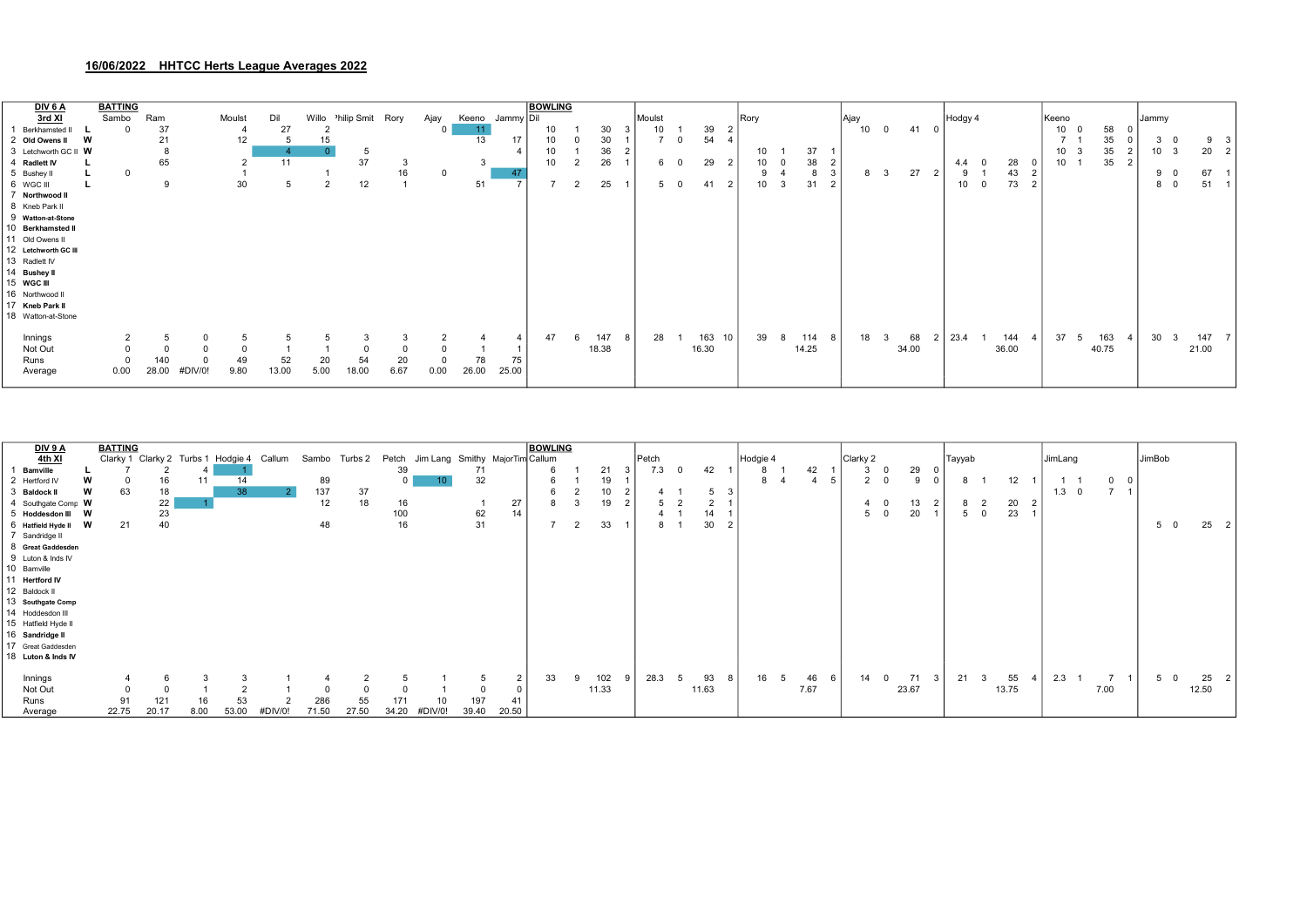# 16/06/2022 HHTCC Herts League Averages 2022

## DIV 6 A – 3rd XI

**BATTING**

| # | 3rd XI | | Sambo | Ram | | Moulst | Dil | Willo | Philip Smit | Rory | Ajay | Keeno | Jammy |
|---|---|---|---|---|---|---|---|---|---|---|---|---|---|
| 1 | Berkhamsted II | L | 0 | 37 | | 4 | 27 | 2 | | | 0 | 11 | |
| 2 | Old Owens II | W | | 21 | | 12 | 5 | 15 | | | | 13 | 17 |
| 3 | Letchworth GC II | W | | 8 | | | 4 | 0 | 5 | | | | 4 |
| 4 | Radlett IV | L | | 65 | | 2 | 11 | | 37 | 3 | | 3 | |
| 5 | Bushey II | L | 0 | | | 1 | | 1 | | 16 | 0 | | 47 |
| 6 | WGC III | L | | 9 | | 30 | 5 | 2 | 12 | 1 | | 51 | 7 |
| 7 | Northwood II | | | | | | | | | | | | |
| 8 | Kneb Park II | | | | | | | | | | | | |
| 9 | Watton-at-Stone | | | | | | | | | | | | |
| 10 | Berkhamsted II | | | | | | | | | | | | |
| 11 | Old Owens II | | | | | | | | | | | | |
| 12 | Letchworth GC III | | | | | | | | | | | | |
| 13 | Radlett IV | | | | | | | | | | | | |
| 14 | Bushey II | | | | | | | | | | | | |
| 15 | WGC III | | | | | | | | | | | | |
| 16 | Northwood II | | | | | | | | | | | | |
| 17 | Kneb Park II | | | | | | | | | | | | |
| 18 | Watton-at-Stone | | | | | | | | | | | | |
| | Innings | | 2 | 5 | 0 | 5 | 5 | 5 | 3 | 3 | 2 | 4 | 4 |
| | Not Out | | 0 | 0 | 0 | 0 | 1 | 1 | 0 | 0 | 0 | 1 | 1 |
| | Runs | | 0 | 140 | 0 | 49 | 52 | 20 | 54 | 20 | 0 | 78 | 75 |
| | Average | | 0.00 | 28.00 | #DIV/0! | 9.80 | 13.00 | 5.00 | 18.00 | 6.67 | 0.00 | 26.00 | 25.00 |

**BOWLING**

| # | Dil | | | | Moulst | | | | Rory | | | | Ajay | | | | Hodgy 4 | | | | Keeno | | | | Jammy | | | |
|---|---|---|---|---|---|---|---|---|---|---|---|---|---|---|---|---|---|---|---|---|---|---|---|---|---|---|---|---|
| 1 | 10 | 1 | 30 | 3 | 10 | 1 | 39 | 2 | | | | | 10 | 0 | 41 | 0 | | | | | 10 | 0 | 58 | 0 | | | | |
| 2 | 10 | 0 | 30 | 1 | 7 | 0 | 54 | 4 | | | | | | | | | | | | | 7 | 1 | 35 | 0 | 3 | 0 | 9 | 3 |
| 3 | 10 | 1 | 36 | 2 | | | | | 10 | 1 | 37 | 1 | | | | | | | | | 10 | 3 | 35 | 2 | 10 | 3 | 20 | 2 |
| 4 | 10 | 2 | 26 | 1 | 6 | 0 | 29 | 2 | 10 | 0 | 38 | 2 | | | | | 4.4 | 0 | 28 | 0 | 10 | 1 | 35 | 2 | | | | |
| 5 | | | | | | | | | 9 | 4 | 8 | 3 | 8 | 3 | 27 | 2 | 9 | 1 | 43 | 2 | | | | | 9 | 0 | 67 | 1 |
| 6 | 7 | 2 | 25 | 1 | 5 | 0 | 41 | 2 | 10 | 3 | 31 | 2 | | | | | 10 | 0 | 73 | 2 | | | | | 8 | 0 | 51 | 1 |
| Totals | 47 | 6 | 147 | 8 | 28 | 1 | 163 | 10 | 39 | 8 | 114 | 8 | 18 | 3 | 68 | 2 | 23.4 | 1 | 144 | 4 | 37 | 5 | 163 | 4 | 30 | 3 | 147 | 7 |
| Average | | | 18.38 | | | | 16.30 | | | | 14.25 | | | | 34.00 | | | | 36.00 | | | | 40.75 | | | | 21.00 | |

## DIV 9 A – 4th XI

**BATTING**

| # | 4th XI | | Clarky 1 | Clarky 2 | Turbs 1 | Hodgie 4 | Callum | Sambo | Turbs 2 | Petch | Jim Lang | Smithy | MajorTim |
|---|---|---|---|---|---|---|---|---|---|---|---|---|---|
| 1 | Bamville | L | 7 | 2 | 4 | 1 | | | | 39 | | 71 | |
| 2 | Hertford IV | W | 0 | 16 | 11 | 14 | | 89 | | 0 | 10 | 32 | |
| 3 | Baldock II | W | 63 | 18 | | 38 | 2 | 137 | 37 | | | | |
| 4 | Southgate Comp | W | | 22 | 1 | | | 12 | 18 | 16 | | 1 | 27 |
| 5 | Hoddesdon III | W | | 23 | | | | | | 100 | | 62 | 14 |
| 6 | Hatfield Hyde II | W | 21 | 40 | | | | 48 | | 16 | | 31 | |
| 7 | Sandridge II | | | | | | | | | | | | |
| 8 | Great Gaddesden | | | | | | | | | | | | |
| 9 | Luton & Inds IV | | | | | | | | | | | | |
| 10 | Bamville | | | | | | | | | | | | |
| 11 | Hertford IV | | | | | | | | | | | | |
| 12 | Baldock II | | | | | | | | | | | | |
| 13 | Southgate Comp | | | | | | | | | | | | |
| 14 | Hoddesdon III | | | | | | | | | | | | |
| 15 | Hatfield Hyde II | | | | | | | | | | | | |
| 16 | Sandridge II | | | | | | | | | | | | |
| 17 | Great Gaddesden | | | | | | | | | | | | |
| 18 | Luton & Inds IV | | | | | | | | | | | | |
| | Innings | | 4 | 6 | 3 | 3 | 1 | 4 | 2 | 5 | 1 | 5 | 2 |
| | Not Out | | 0 | 0 | 1 | 2 | 1 | 0 | 0 | 0 | 1 | 0 | 0 |
| | Runs | | 91 | 121 | 16 | 53 | 2 | 286 | 55 | 171 | 10 | 197 | 41 |
| | Average | | 22.75 | 20.17 | 8.00 | 53.00 | #DIV/0! | 71.50 | 27.50 | 34.20 | #DIV/0! | 39.40 | 20.50 |

**BOWLING**

| # | Callum | | | | Petch | | | | Hodgie 4 | | | | Clarky 2 | | | | Tayyab | | | | JimLang | | | | JimBob | | | |
|---|---|---|---|---|---|---|---|---|---|---|---|---|---|---|---|---|---|---|---|---|---|---|---|---|---|---|---|---|
| 1 | 6 | 1 | 21 | 3 | 7.3 | 0 | 42 | 1 | 8 | 1 | 42 | 1 | 3 | 0 | 29 | 0 | | | | | | | | | | | | |
| 2 | 6 | 1 | 19 | 1 | | | | | 8 | 4 | 4 | 5 | 2 | 0 | 9 | 0 | 8 | 1 | 12 | 1 | 1 | 1 | 0 | 0 | | | | |
| 3 | 6 | 2 | 10 | 2 | 4 | 1 | 5 | 3 | | | | | | | | | | | | | 1.3 | 0 | 7 | 1 | | | | |
| 4 | 8 | 3 | 19 | 2 | 5 | 2 | 2 | 1 | | | | | 4 | 0 | 13 | 2 | 8 | 2 | 20 | 2 | | | | | | | | |
| 5 | | | | | 4 | 1 | 14 | 1 | | | | | 5 | 0 | 20 | 1 | 5 | 0 | 23 | 1 | | | | | | | | |
| 6 | 7 | 2 | 33 | 1 | 8 | 1 | 30 | 2 | | | | | | | | | | | | | | | | | 5 | 0 | 25 | 2 |
| Totals | 33 | 9 | 102 | 9 | 28.3 | 5 | 93 | 8 | 16 | 5 | 46 | 6 | 14 | 0 | 71 | 3 | 21 | 3 | 55 | 4 | 2.3 | 1 | 7 | 1 | 5 | 0 | 25 | 2 |
| Average | | | 11.33 | | | | 11.63 | | | | 7.67 | | | | 23.67 | | | | 13.75 | | | | 7.00 | | | | 12.50 | |